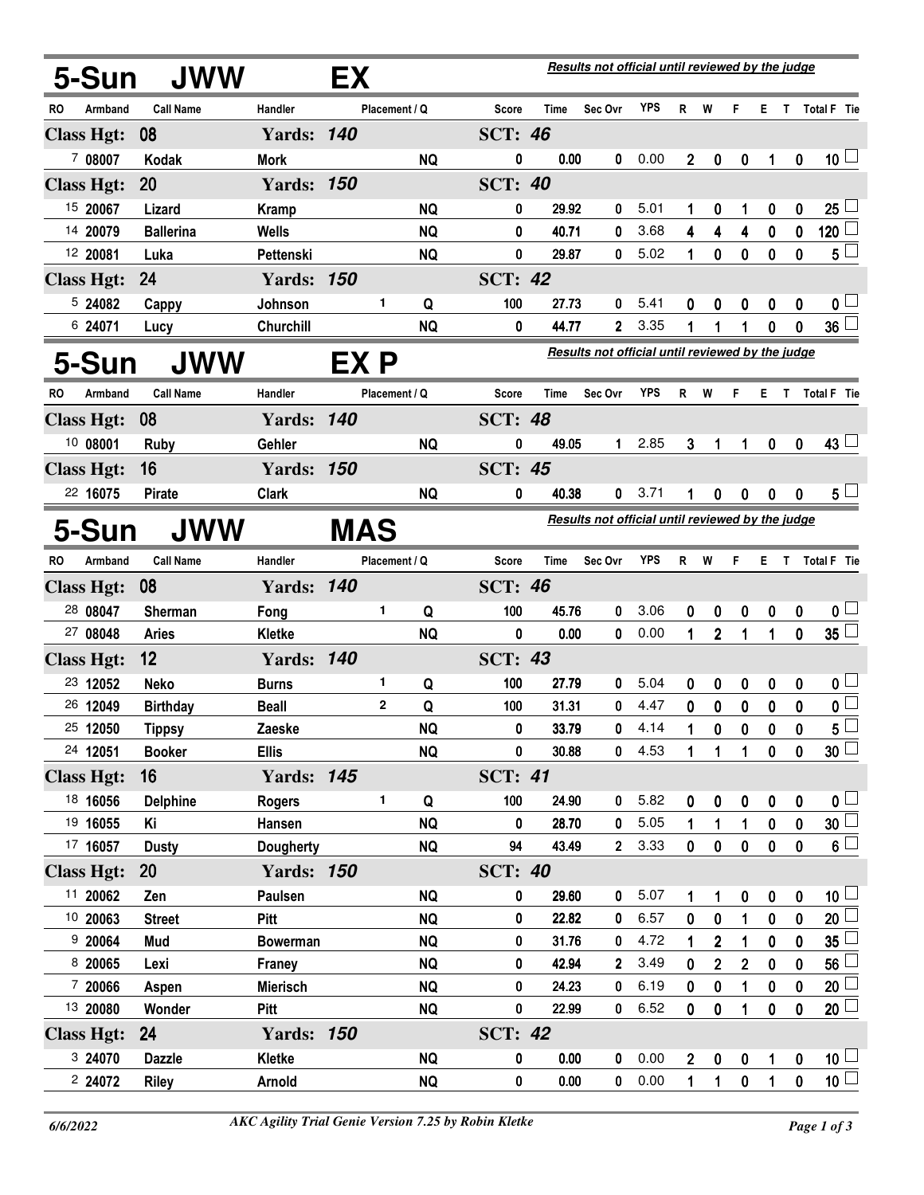## 5-Sun JWW EX

*Results not official until reviewed by the judge*

| RO | Armband | Call Name | Handler | Placement | Q | Score | Time | Sec Ovr | YPS | R | W | F | E | T | Total F | Tie |
|---|---|---|---|---|---|---|---|---|---|---|---|---|---|---|---|---|
| **Class Hgt: 08** | | | **Yards: 140** | | | **SCT: 46** | | | | | | | | | | |
| 7 | 08007 | Kodak | Mork | | NQ | 0 | 0.00 | 0 | 0.00 | 2 | 0 | 0 | 1 | 0 | 10 | ☐ |
| **Class Hgt: 20** | | | **Yards: 150** | | | **SCT: 40** | | | | | | | | | | |
| 15 | 20067 | Lizard | Kramp | | NQ | 0 | 29.92 | 0 | 5.01 | 1 | 0 | 1 | 0 | 0 | 25 | ☐ |
| 14 | 20079 | Ballerina | Wells | | NQ | 0 | 40.71 | 0 | 3.68 | 4 | 4 | 4 | 0 | 0 | 120 | ☐ |
| 12 | 20081 | Luka | Pettenski | | NQ | 0 | 29.87 | 0 | 5.02 | 1 | 0 | 0 | 0 | 0 | 5 | ☐ |
| **Class Hgt: 24** | | | **Yards: 150** | | | **SCT: 42** | | | | | | | | | | |
| 5 | 24082 | Cappy | Johnson | 1 | Q | 100 | 27.73 | 0 | 5.41 | 0 | 0 | 0 | 0 | 0 | 0 | ☐ |
| 6 | 24071 | Lucy | Churchill | | NQ | 0 | 44.77 | 2 | 3.35 | 1 | 1 | 1 | 0 | 0 | 36 | ☐ |

## 5-Sun JWW EX P

*Results not official until reviewed by the judge*

| RO | Armband | Call Name | Handler | Placement | Q | Score | Time | Sec Ovr | YPS | R | W | F | E | T | Total F | Tie |
|---|---|---|---|---|---|---|---|---|---|---|---|---|---|---|---|---|
| **Class Hgt: 08** | | | **Yards: 140** | | | **SCT: 48** | | | | | | | | | | |
| 10 | 08001 | Ruby | Gehler | | NQ | 0 | 49.05 | 1 | 2.85 | 3 | 1 | 1 | 0 | 0 | 43 | ☐ |
| **Class Hgt: 16** | | | **Yards: 150** | | | **SCT: 45** | | | | | | | | | | |
| 22 | 16075 | Pirate | Clark | | NQ | 0 | 40.38 | 0 | 3.71 | 1 | 0 | 0 | 0 | 0 | 5 | ☐ |

## 5-Sun JWW MAS

*Results not official until reviewed by the judge*

| RO | Armband | Call Name | Handler | Placement | Q | Score | Time | Sec Ovr | YPS | R | W | F | E | T | Total F | Tie |
|---|---|---|---|---|---|---|---|---|---|---|---|---|---|---|---|---|
| **Class Hgt: 08** | | | **Yards: 140** | | | **SCT: 46** | | | | | | | | | | |
| 28 | 08047 | Sherman | Fong | 1 | Q | 100 | 45.76 | 0 | 3.06 | 0 | 0 | 0 | 0 | 0 | 0 | ☐ |
| 27 | 08048 | Aries | Kletke | | NQ | 0 | 0.00 | 0 | 0.00 | 1 | 2 | 1 | 1 | 0 | 35 | ☐ |
| **Class Hgt: 12** | | | **Yards: 140** | | | **SCT: 43** | | | | | | | | | | |
| 23 | 12052 | Neko | Burns | 1 | Q | 100 | 27.79 | 0 | 5.04 | 0 | 0 | 0 | 0 | 0 | 0 | ☐ |
| 26 | 12049 | Birthday | Beall | 2 | Q | 100 | 31.31 | 0 | 4.47 | 0 | 0 | 0 | 0 | 0 | 0 | ☐ |
| 25 | 12050 | Tippsy | Zaeske | | NQ | 0 | 33.79 | 0 | 4.14 | 1 | 0 | 0 | 0 | 0 | 5 | ☐ |
| 24 | 12051 | Booker | Ellis | | NQ | 0 | 30.88 | 0 | 4.53 | 1 | 1 | 1 | 0 | 0 | 30 | ☐ |
| **Class Hgt: 16** | | | **Yards: 145** | | | **SCT: 41** | | | | | | | | | | |
| 18 | 16056 | Delphine | Rogers | 1 | Q | 100 | 24.90 | 0 | 5.82 | 0 | 0 | 0 | 0 | 0 | 0 | ☐ |
| 19 | 16055 | Ki | Hansen | | NQ | 0 | 28.70 | 0 | 5.05 | 1 | 1 | 1 | 0 | 0 | 30 | ☐ |
| 17 | 16057 | Dusty | Dougherty | | NQ | 94 | 43.49 | 2 | 3.33 | 0 | 0 | 0 | 0 | 0 | 6 | ☐ |
| **Class Hgt: 20** | | | **Yards: 150** | | | **SCT: 40** | | | | | | | | | | |
| 11 | 20062 | Zen | Paulsen | | NQ | 0 | 29.60 | 0 | 5.07 | 1 | 1 | 0 | 0 | 0 | 10 | ☐ |
| 10 | 20063 | Street | Pitt | | NQ | 0 | 22.82 | 0 | 6.57 | 0 | 0 | 1 | 0 | 0 | 20 | ☐ |
| 9 | 20064 | Mud | Bowerman | | NQ | 0 | 31.76 | 0 | 4.72 | 1 | 2 | 1 | 0 | 0 | 35 | ☐ |
| 8 | 20065 | Lexi | Franey | | NQ | 0 | 42.94 | 2 | 3.49 | 0 | 2 | 2 | 0 | 0 | 56 | ☐ |
| 7 | 20066 | Aspen | Mierisch | | NQ | 0 | 24.23 | 0 | 6.19 | 0 | 0 | 1 | 0 | 0 | 20 | ☐ |
| 13 | 20080 | Wonder | Pitt | | NQ | 0 | 22.99 | 0 | 6.52 | 0 | 0 | 1 | 0 | 0 | 20 | ☐ |
| **Class Hgt: 24** | | | **Yards: 150** | | | **SCT: 42** | | | | | | | | | | |
| 3 | 24070 | Dazzle | Kletke | | NQ | 0 | 0.00 | 0 | 0.00 | 2 | 0 | 0 | 1 | 0 | 10 | ☐ |
| 2 | 24072 | Riley | Arnold | | NQ | 0 | 0.00 | 0 | 0.00 | 1 | 1 | 0 | 1 | 0 | 10 | ☐ |

6/6/2022 — *AKC Agility Trial Genie Version 7.25 by Robin Kletke*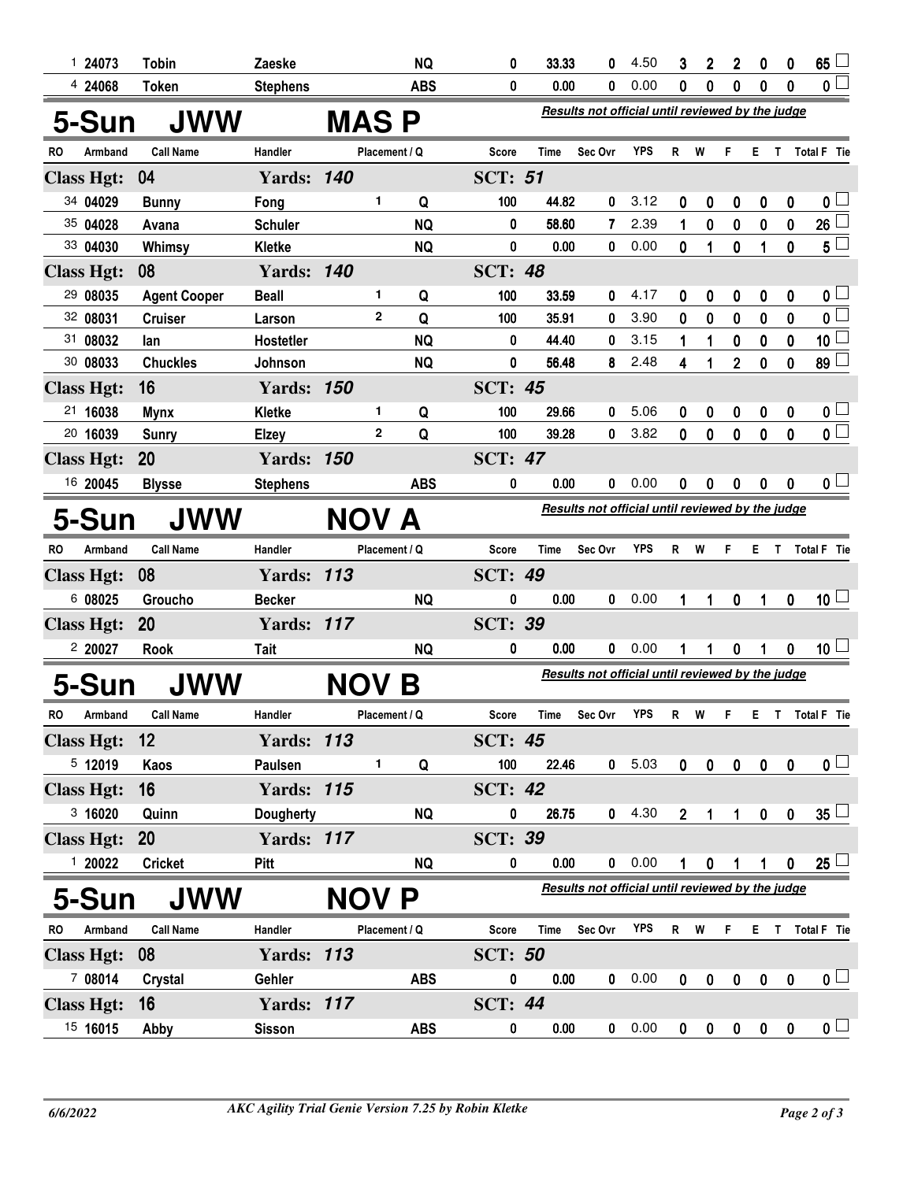| RO | Armband | Call Name | Handler | Placement / Q | | Score | Time | Sec Ovr | YPS | R | W | F | E | T | Total F | Tie |
|---|---|---|---|---|---|---|---|---|---|---|---|---|---|---|---|---|
| 1 | 24073 | Tobin | Zaeske | | NQ | 0 | 33.33 | 0 | 4.50 | 3 | 2 | 2 | 0 | 0 | 65 | |
| 4 | 24068 | Token | Stephens | | ABS | 0 | 0.00 | 0 | 0.00 | 0 | 0 | 0 | 0 | 0 | 0 | |

## 5-Sun JWW MAS P

*Results not official until reviewed by the judge*

| RO | Armband | Call Name | Handler | Placement / Q | | Score | Time | Sec Ovr | YPS | R | W | F | E | T | Total F | Tie |
|---|---|---|---|---|---|---|---|---|---|---|---|---|---|---|---|---|
| **Class Hgt: 04** | | | **Yards: 140** | | | **SCT: 51** | | | | | | | | | | |
| 34 | 04029 | Bunny | Fong | 1 | Q | 100 | 44.82 | 0 | 3.12 | 0 | 0 | 0 | 0 | 0 | 0 | |
| 35 | 04028 | Avana | Schuler | | NQ | 0 | 58.60 | 7 | 2.39 | 1 | 0 | 0 | 0 | 0 | 26 | |
| 33 | 04030 | Whimsy | Kletke | | NQ | 0 | 0.00 | 0 | 0.00 | 0 | 1 | 0 | 1 | 0 | 5 | |
| **Class Hgt: 08** | | | **Yards: 140** | | | **SCT: 48** | | | | | | | | | | |
| 29 | 08035 | Agent Cooper | Beall | 1 | Q | 100 | 33.59 | 0 | 4.17 | 0 | 0 | 0 | 0 | 0 | 0 | |
| 32 | 08031 | Cruiser | Larson | 2 | Q | 100 | 35.91 | 0 | 3.90 | 0 | 0 | 0 | 0 | 0 | 0 | |
| 31 | 08032 | Ian | Hostetler | | NQ | 0 | 44.40 | 0 | 3.15 | 1 | 1 | 0 | 0 | 0 | 10 | |
| 30 | 08033 | Chuckles | Johnson | | NQ | 0 | 56.48 | 8 | 2.48 | 4 | 1 | 2 | 0 | 0 | 89 | |
| **Class Hgt: 16** | | | **Yards: 150** | | | **SCT: 45** | | | | | | | | | | |
| 21 | 16038 | Mynx | Kletke | 1 | Q | 100 | 29.66 | 0 | 5.06 | 0 | 0 | 0 | 0 | 0 | 0 | |
| 20 | 16039 | Sunry | Elzey | 2 | Q | 100 | 39.28 | 0 | 3.82 | 0 | 0 | 0 | 0 | 0 | 0 | |
| **Class Hgt: 20** | | | **Yards: 150** | | | **SCT: 47** | | | | | | | | | | |
| 16 | 20045 | Blysse | Stephens | | ABS | 0 | 0.00 | 0 | 0.00 | 0 | 0 | 0 | 0 | 0 | 0 | |

## 5-Sun JWW NOV A

*Results not official until reviewed by the judge*

| RO | Armband | Call Name | Handler | Placement / Q | | Score | Time | Sec Ovr | YPS | R | W | F | E | T | Total F | Tie |
|---|---|---|---|---|---|---|---|---|---|---|---|---|---|---|---|---|
| **Class Hgt: 08** | | | **Yards: 113** | | | **SCT: 49** | | | | | | | | | | |
| 6 | 08025 | Groucho | Becker | | NQ | 0 | 0.00 | 0 | 0.00 | 1 | 1 | 0 | 1 | 0 | 10 | |
| **Class Hgt: 20** | | | **Yards: 117** | | | **SCT: 39** | | | | | | | | | | |
| 2 | 20027 | Rook | Tait | | NQ | 0 | 0.00 | 0 | 0.00 | 1 | 1 | 0 | 1 | 0 | 10 | |

## 5-Sun JWW NOV B

*Results not official until reviewed by the judge*

| RO | Armband | Call Name | Handler | Placement / Q | | Score | Time | Sec Ovr | YPS | R | W | F | E | T | Total F | Tie |
|---|---|---|---|---|---|---|---|---|---|---|---|---|---|---|---|---|
| **Class Hgt: 12** | | | **Yards: 113** | | | **SCT: 45** | | | | | | | | | | |
| 5 | 12019 | Kaos | Paulsen | 1 | Q | 100 | 22.46 | 0 | 5.03 | 0 | 0 | 0 | 0 | 0 | 0 | |
| **Class Hgt: 16** | | | **Yards: 115** | | | **SCT: 42** | | | | | | | | | | |
| 3 | 16020 | Quinn | Dougherty | | NQ | 0 | 26.75 | 0 | 4.30 | 2 | 1 | 1 | 0 | 0 | 35 | |
| **Class Hgt: 20** | | | **Yards: 117** | | | **SCT: 39** | | | | | | | | | | |
| 1 | 20022 | Cricket | Pitt | | NQ | 0 | 0.00 | 0 | 0.00 | 1 | 0 | 1 | 1 | 0 | 25 | |

## 5-Sun JWW NOV P

*Results not official until reviewed by the judge*

| RO | Armband | Call Name | Handler | Placement / Q | | Score | Time | Sec Ovr | YPS | R | W | F | E | T | Total F | Tie |
|---|---|---|---|---|---|---|---|---|---|---|---|---|---|---|---|---|
| **Class Hgt: 08** | | | **Yards: 113** | | | **SCT: 50** | | | | | | | | | | |
| 7 | 08014 | Crystal | Gehler | | ABS | 0 | 0.00 | 0 | 0.00 | 0 | 0 | 0 | 0 | 0 | 0 | |
| **Class Hgt: 16** | | | **Yards: 117** | | | **SCT: 44** | | | | | | | | | | |
| 15 | 16015 | Abby | Sisson | | ABS | 0 | 0.00 | 0 | 0.00 | 0 | 0 | 0 | 0 | 0 | 0 | |

6/6/2022 AKC Agility Trial Genie Version 7.25 by Robin Kletke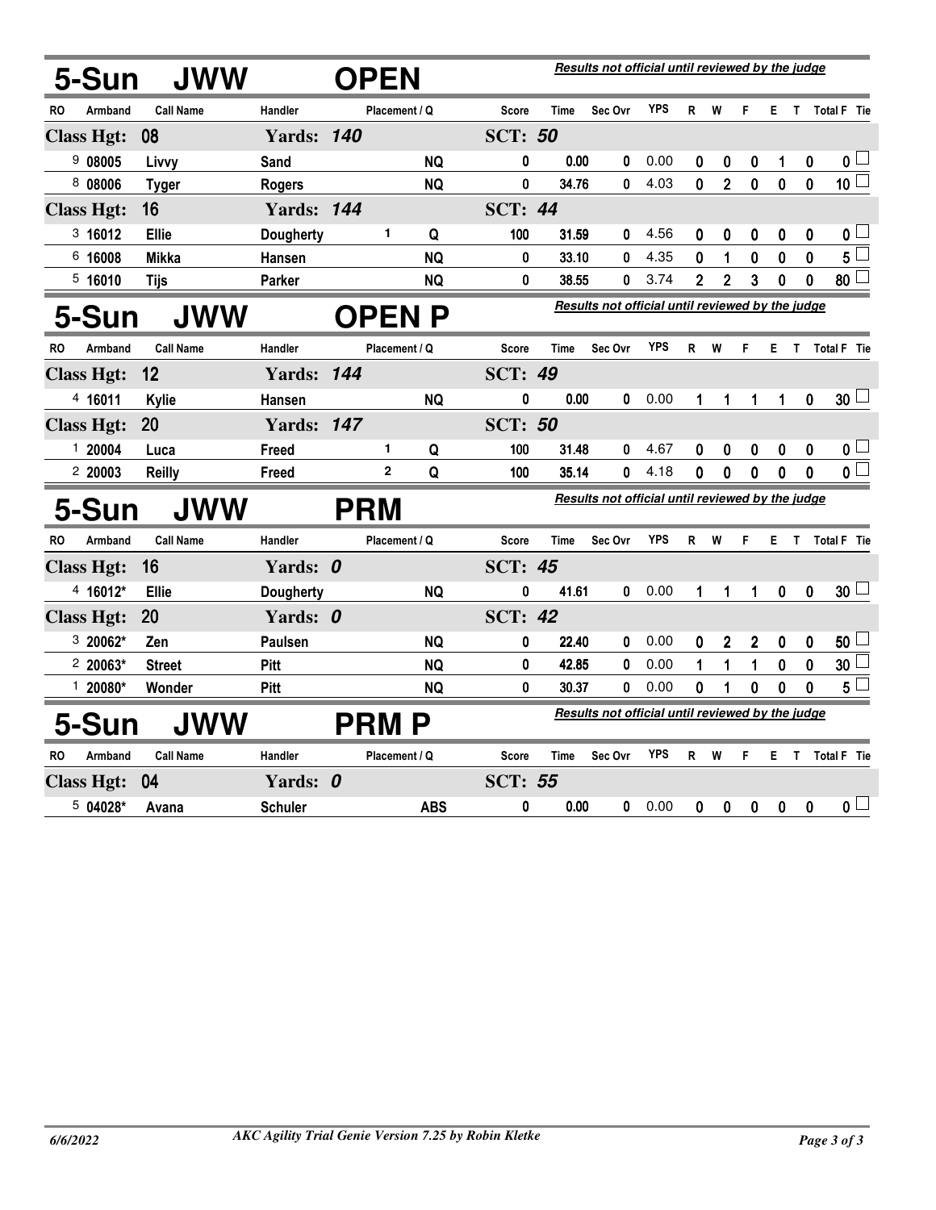## 5-Sun JWW OPEN

*Results not official until reviewed by the judge*

| RO | Armband | Call Name | Handler | Placement / Q | | Score | Time | Sec Ovr | YPS | R | W | F | E | T | Total F | Tie |
|---|---|---|---|---|---|---|---|---|---|---|---|---|---|---|---|---|
| **Class Hgt: 08** | | | **Yards: 140** | | | **SCT: 50** | | | | | | | | | | |
| 9 | 08005 | Livvy | Sand | | NQ | 0 | 0.00 | 0 | 0.00 | 0 | 0 | 0 | 1 | 0 | 0 | ☐ |
| 8 | 08006 | Tyger | Rogers | | NQ | 0 | 34.76 | 0 | 4.03 | 0 | 2 | 0 | 0 | 0 | 10 | ☐ |
| **Class Hgt: 16** | | | **Yards: 144** | | | **SCT: 44** | | | | | | | | | | |
| 3 | 16012 | Ellie | Dougherty | 1 | Q | 100 | 31.59 | 0 | 4.56 | 0 | 0 | 0 | 0 | 0 | 0 | ☐ |
| 6 | 16008 | Mikka | Hansen | | NQ | 0 | 33.10 | 0 | 4.35 | 0 | 1 | 0 | 0 | 0 | 5 | ☐ |
| 5 | 16010 | Tijs | Parker | | NQ | 0 | 38.55 | 0 | 3.74 | 2 | 2 | 3 | 0 | 0 | 80 | ☐ |

## 5-Sun JWW OPEN P

*Results not official until reviewed by the judge*

| RO | Armband | Call Name | Handler | Placement / Q | | Score | Time | Sec Ovr | YPS | R | W | F | E | T | Total F | Tie |
|---|---|---|---|---|---|---|---|---|---|---|---|---|---|---|---|---|
| **Class Hgt: 12** | | | **Yards: 144** | | | **SCT: 49** | | | | | | | | | | |
| 4 | 16011 | Kylie | Hansen | | NQ | 0 | 0.00 | 0 | 0.00 | 1 | 1 | 1 | 1 | 0 | 30 | ☐ |
| **Class Hgt: 20** | | | **Yards: 147** | | | **SCT: 50** | | | | | | | | | | |
| 1 | 20004 | Luca | Freed | 1 | Q | 100 | 31.48 | 0 | 4.67 | 0 | 0 | 0 | 0 | 0 | 0 | ☐ |
| 2 | 20003 | Reilly | Freed | 2 | Q | 100 | 35.14 | 0 | 4.18 | 0 | 0 | 0 | 0 | 0 | 0 | ☐ |

## 5-Sun JWW PRM

*Results not official until reviewed by the judge*

| RO | Armband | Call Name | Handler | Placement / Q | | Score | Time | Sec Ovr | YPS | R | W | F | E | T | Total F | Tie |
|---|---|---|---|---|---|---|---|---|---|---|---|---|---|---|---|---|
| **Class Hgt: 16** | | | **Yards: 0** | | | **SCT: 45** | | | | | | | | | | |
| 4 | 16012* | Ellie | Dougherty | | NQ | 0 | 41.61 | 0 | 0.00 | 1 | 1 | 1 | 0 | 0 | 30 | ☐ |
| **Class Hgt: 20** | | | **Yards: 0** | | | **SCT: 42** | | | | | | | | | | |
| 3 | 20062* | Zen | Paulsen | | NQ | 0 | 22.40 | 0 | 0.00 | 0 | 2 | 2 | 0 | 0 | 50 | ☐ |
| 2 | 20063* | Street | Pitt | | NQ | 0 | 42.85 | 0 | 0.00 | 1 | 1 | 1 | 0 | 0 | 30 | ☐ |
| 1 | 20080* | Wonder | Pitt | | NQ | 0 | 30.37 | 0 | 0.00 | 0 | 1 | 0 | 0 | 0 | 5 | ☐ |

## 5-Sun JWW PRM P

*Results not official until reviewed by the judge*

| RO | Armband | Call Name | Handler | Placement / Q | | Score | Time | Sec Ovr | YPS | R | W | F | E | T | Total F | Tie |
|---|---|---|---|---|---|---|---|---|---|---|---|---|---|---|---|---|
| **Class Hgt: 04** | | | **Yards: 0** | | | **SCT: 55** | | | | | | | | | | |
| 5 | 04028* | Avana | Schuler | | ABS | 0 | 0.00 | 0 | 0.00 | 0 | 0 | 0 | 0 | 0 | 0 | ☐ |

6/6/2022 — *AKC Agility Trial Genie Version 7.25 by Robin Kletke*